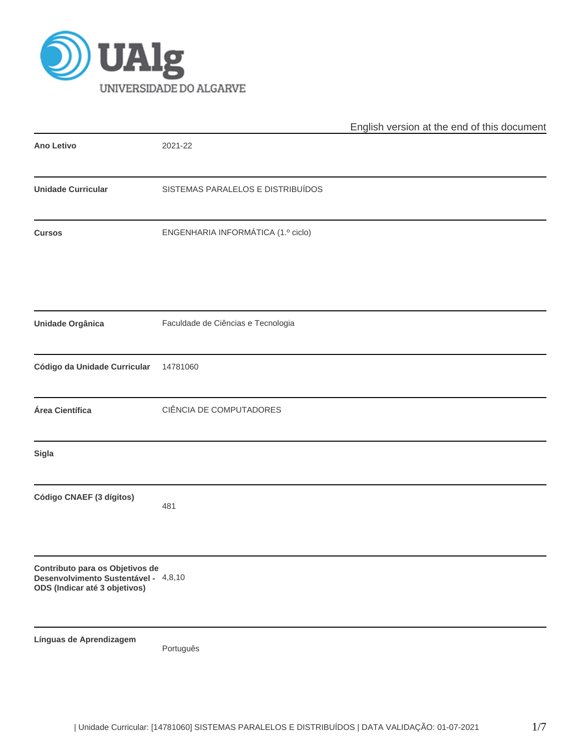English version at the end of this document

| | |
|---|---|
| **Ano Letivo** | 2021-22 |
| **Unidade Curricular** | SISTEMAS PARALELOS E DISTRIBUÍDOS |
| **Cursos** | ENGENHARIA INFORMÁTICA (1.º ciclo) |
| **Unidade Orgânica** | Faculdade de Ciências e Tecnologia |
| **Código da Unidade Curricular** | 14781060 |
| **Área Científica** | CIÊNCIA DE COMPUTADORES |
| **Sigla** | |
| **Código CNAEF (3 dígitos)** | 481 |
| **Contributo para os Objetivos de Desenvolvimento Sustentável - ODS (Indicar até 3 objetivos)** | 4,8,10 |
| **Línguas de Aprendizagem** | Português |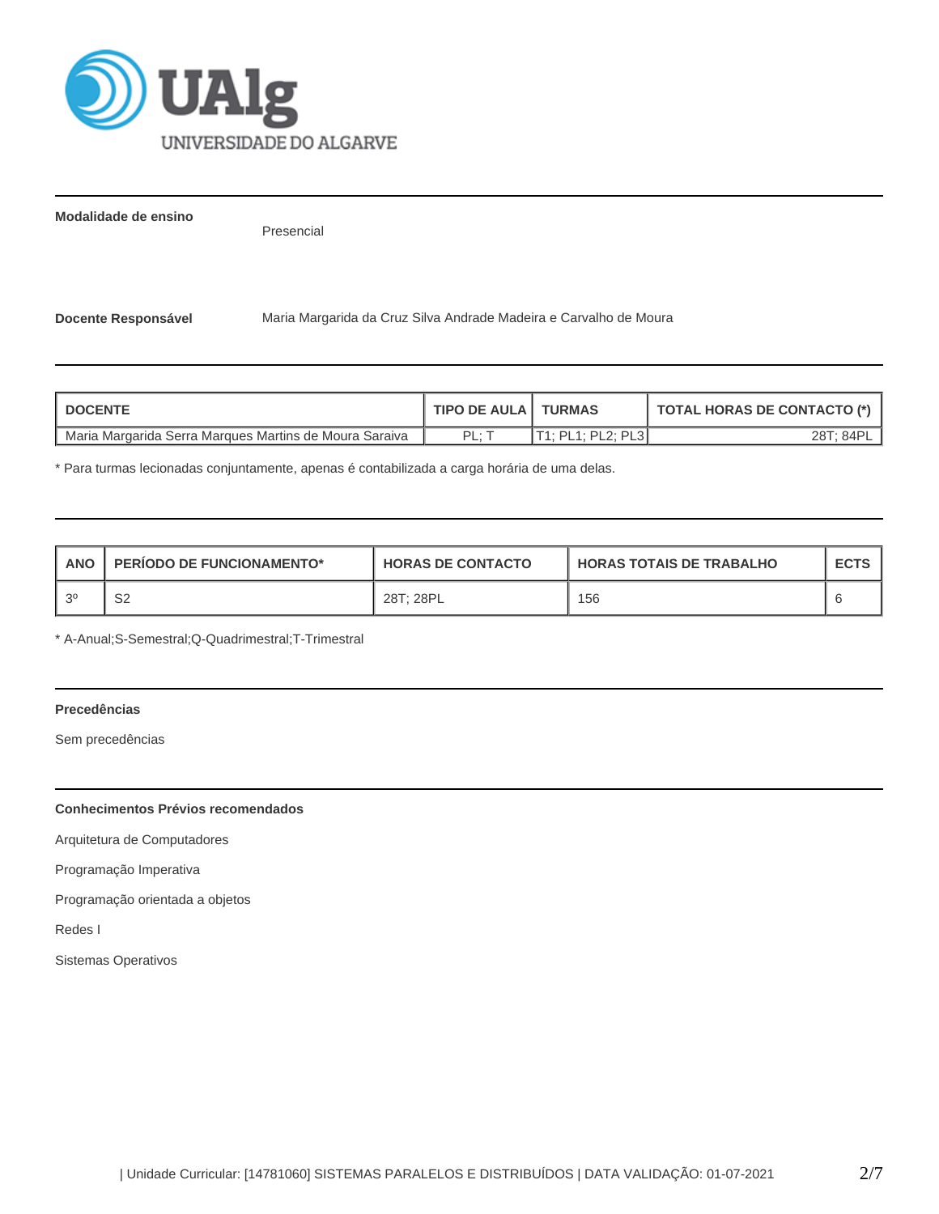**Modalidade de ensino**

Presencial

**Docente Responsável** Maria Margarida da Cruz Silva Andrade Madeira e Carvalho de Moura

| DOCENTE | TIPO DE AULA | TURMAS | TOTAL HORAS DE CONTACTO (*) |
|---|---|---|---|
| Maria Margarida Serra Marques Martins de Moura Saraiva | PL; T | T1; PL1; PL2; PL3 | 28T; 84PL |

* Para turmas lecionadas conjuntamente, apenas é contabilizada a carga horária de uma delas.

| ANO | PERÍODO DE FUNCIONAMENTO* | HORAS DE CONTACTO | HORAS TOTAIS DE TRABALHO | ECTS |
|---|---|---|---|---|
| 3º | S2 | 28T; 28PL | 156 | 6 |

* A-Anual;S-Semestral;Q-Quadrimestral;T-Trimestral

**Precedências**

Sem precedências

**Conhecimentos Prévios recomendados**

Arquitetura de Computadores

Programação Imperativa

Programação orientada a objetos

Redes I

Sistemas Operativos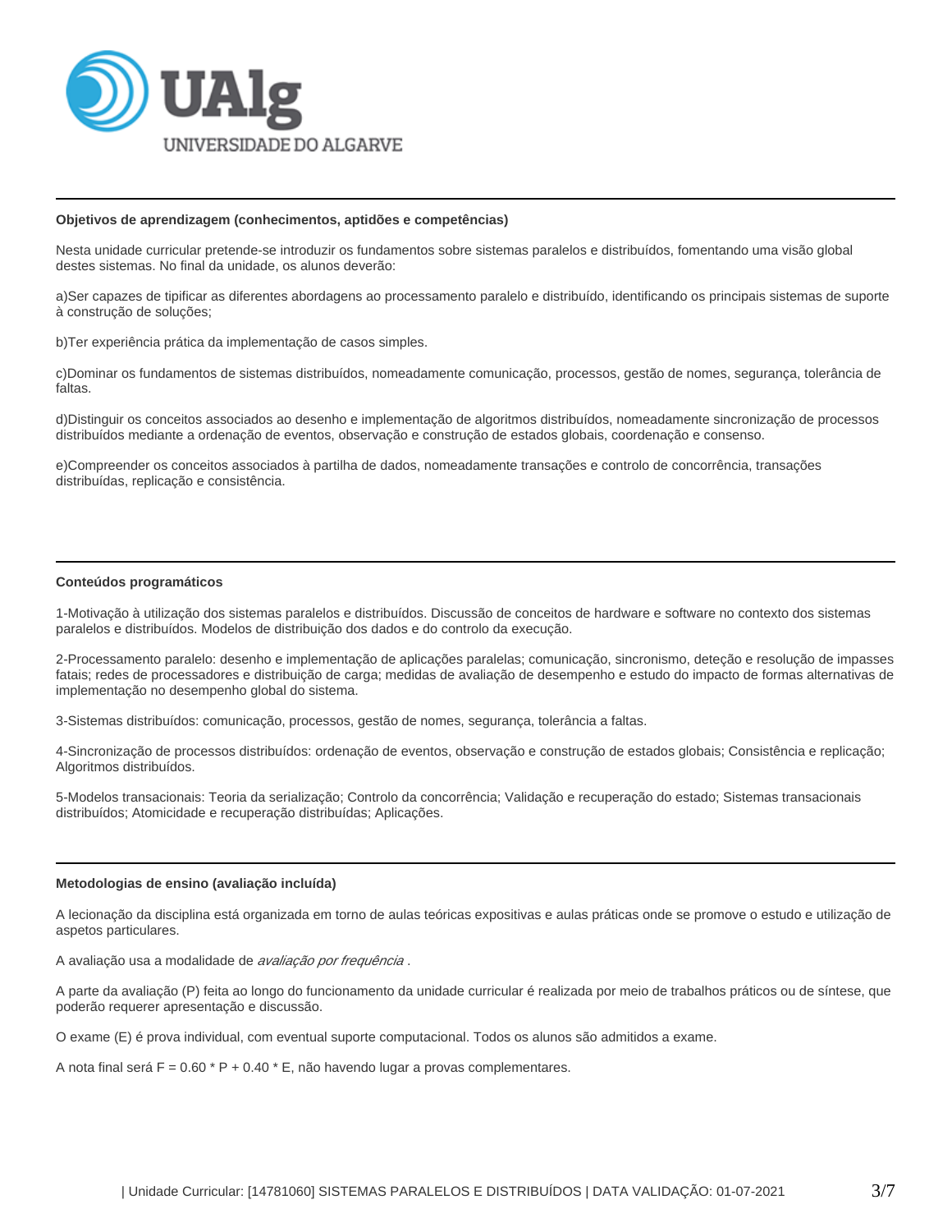## Objetivos de aprendizagem (conhecimentos, aptidões e competências)

Nesta unidade curricular pretende-se introduzir os fundamentos sobre sistemas paralelos e distribuídos, fomentando uma visão global destes sistemas. No final da unidade, os alunos deverão:

a)Ser capazes de tipificar as diferentes abordagens ao processamento paralelo e distribuído, identificando os principais sistemas de suporte à construção de soluções;

b)Ter experiência prática da implementação de casos simples.

c)Dominar os fundamentos de sistemas distribuídos, nomeadamente comunicação, processos, gestão de nomes, segurança, tolerância de faltas.

d)Distinguir os conceitos associados ao desenho e implementação de algoritmos distribuídos, nomeadamente sincronização de processos distribuídos mediante a ordenação de eventos, observação e construção de estados globais, coordenação e consenso.

e)Compreender os conceitos associados à partilha de dados, nomeadamente transações e controlo de concorrência, transações distribuídas, replicação e consistência.

## Conteúdos programáticos

1-Motivação à utilização dos sistemas paralelos e distribuídos. Discussão de conceitos de hardware e software no contexto dos sistemas paralelos e distribuídos. Modelos de distribuição dos dados e do controlo da execução.

2-Processamento paralelo: desenho e implementação de aplicações paralelas; comunicação, sincronismo, deteção e resolução de impasses fatais; redes de processadores e distribuição de carga; medidas de avaliação de desempenho e estudo do impacto de formas alternativas de implementação no desempenho global do sistema.

3-Sistemas distribuídos: comunicação, processos, gestão de nomes, segurança, tolerância a faltas.

4-Sincronização de processos distribuídos: ordenação de eventos, observação e construção de estados globais; Consistência e replicação; Algoritmos distribuídos.

5-Modelos transacionais: Teoria da serialização; Controlo da concorrência; Validação e recuperação do estado; Sistemas transacionais distribuídos; Atomicidade e recuperação distribuídas; Aplicações.

## Metodologias de ensino (avaliação incluída)

A lecionação da disciplina está organizada em torno de aulas teóricas expositivas e aulas práticas onde se promove o estudo e utilização de aspetos particulares.

A avaliação usa a modalidade de *avaliação por frequência* .

A parte da avaliação (P) feita ao longo do funcionamento da unidade curricular é realizada por meio de trabalhos práticos ou de síntese, que poderão requerer apresentação e discussão.

O exame (E) é prova individual, com eventual suporte computacional. Todos os alunos são admitidos a exame.

A nota final será $F = 0.60 * P + 0.40 * E$, não havendo lugar a provas complementares.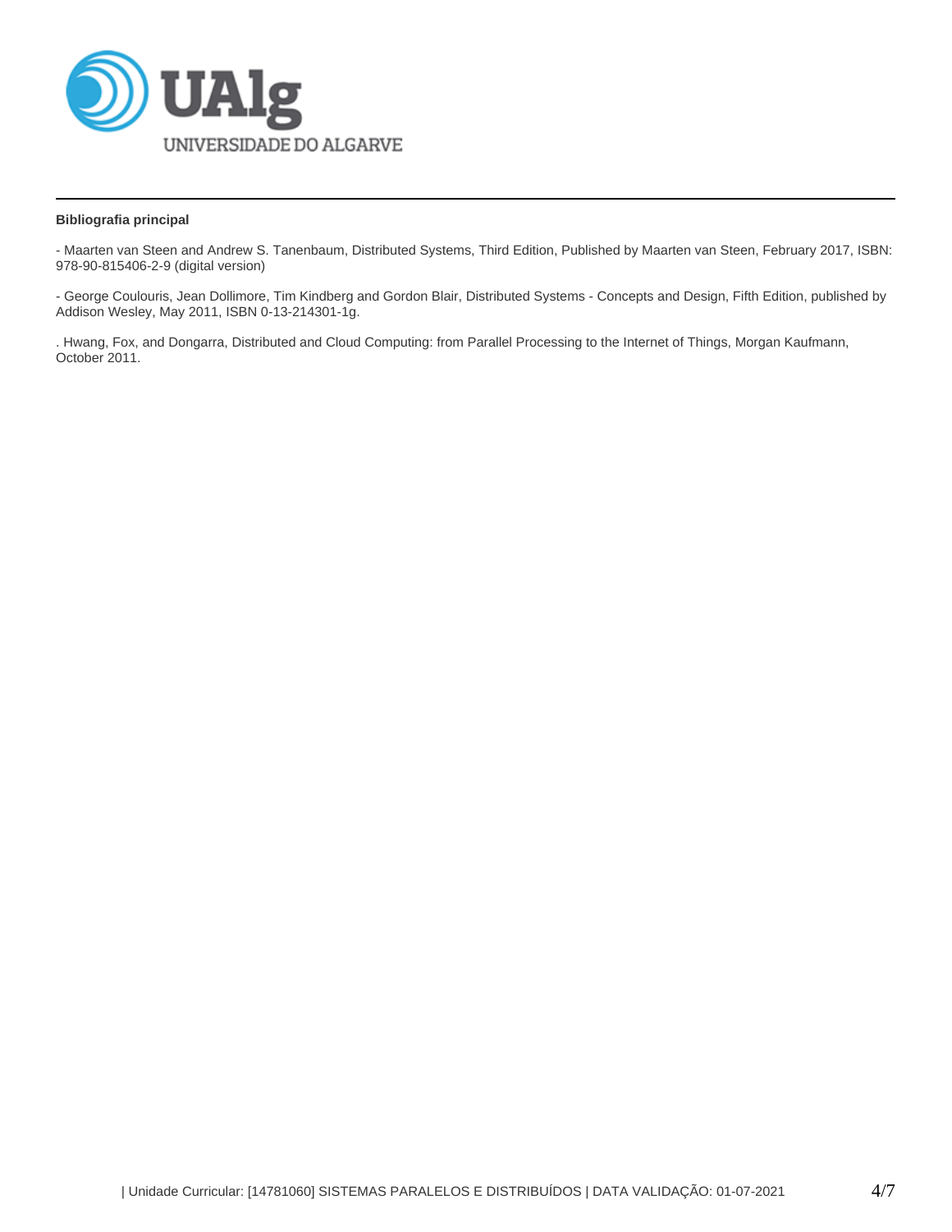**Bibliografia principal**

- Maarten van Steen and Andrew S. Tanenbaum, Distributed Systems, Third Edition, Published by Maarten van Steen, February 2017, ISBN: 978-90-815406-2-9 (digital version)

- George Coulouris, Jean Dollimore, Tim Kindberg and Gordon Blair, Distributed Systems - Concepts and Design, Fifth Edition, published by Addison Wesley, May 2011, ISBN 0-13-214301-1g.

. Hwang, Fox, and Dongarra, Distributed and Cloud Computing: from Parallel Processing to the Internet of Things, Morgan Kaufmann, October 2011.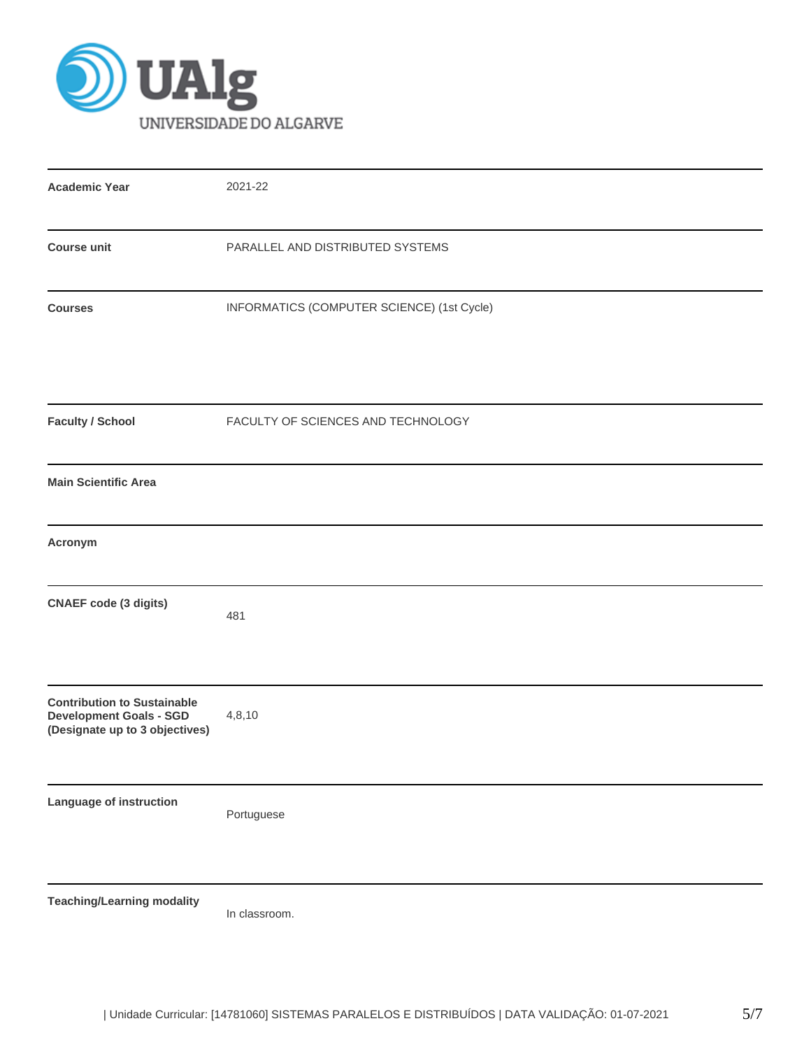| | |
|---|---|
| **Academic Year** | 2021-22 |
| **Course unit** | PARALLEL AND DISTRIBUTED SYSTEMS |
| **Courses** | INFORMATICS (COMPUTER SCIENCE) (1st Cycle) |
| **Faculty / School** | FACULTY OF SCIENCES AND TECHNOLOGY |
| **Main Scientific Area** | |
| **Acronym** | |
| **CNAEF code (3 digits)** | 481 |
| **Contribution to Sustainable Development Goals - SGD (Designate up to 3 objectives)** | 4,8,10 |
| **Language of instruction** | Portuguese |
| **Teaching/Learning modality** | In classroom. |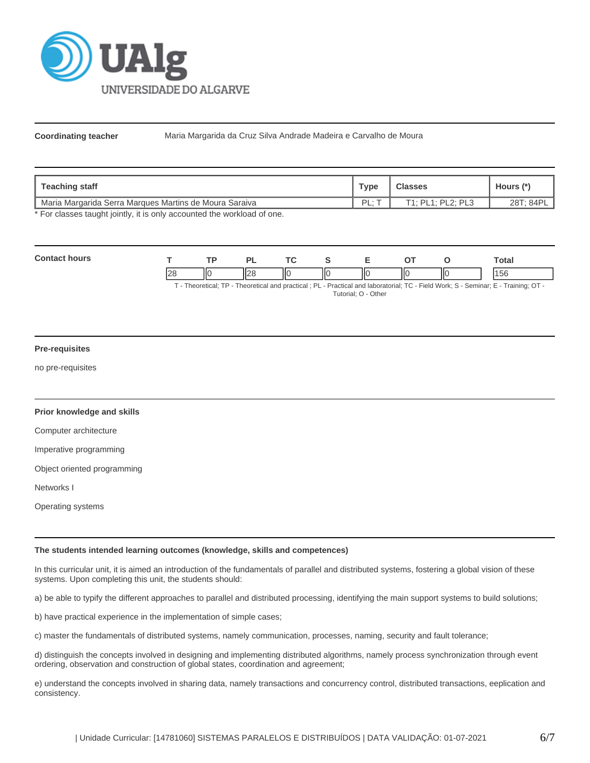**Coordinating teacher** Maria Margarida da Cruz Silva Andrade Madeira e Carvalho de Moura

| Teaching staff | Type | Classes | Hours (*) |
|---|---|---|---|
| Maria Margarida Serra Marques Martins de Moura Saraiva | PL; T | T1; PL1; PL2; PL3 | 28T; 84PL |

* For classes taught jointly, it is only accounted the workload of one.

**Contact hours**

| T | TP | PL | TC | S | E | OT | O | Total |
|---|---|---|---|---|---|---|---|---|
| 28 | 0 | 28 | 0 | 0 | 0 | 0 | 0 | 156 |

T - Theoretical; TP - Theoretical and practical ; PL - Practical and laboratorial; TC - Field Work; S - Seminar; E - Training; OT - Tutorial; O - Other

**Pre-requisites**

no pre-requisites

**Prior knowledge and skills**

Computer architecture

Imperative programming

Object oriented programming

Networks I

Operating systems

**The students intended learning outcomes (knowledge, skills and competences)**

In this curricular unit, it is aimed an introduction of the fundamentals of parallel and distributed systems, fostering a global vision of these systems. Upon completing this unit, the students should:

a) be able to typify the different approaches to parallel and distributed processing, identifying the main support systems to build solutions;

b) have practical experience in the implementation of simple cases;

c) master the fundamentals of distributed systems, namely communication, processes, naming, security and fault tolerance;

d) distinguish the concepts involved in designing and implementing distributed algorithms, namely process synchronization through event ordering, observation and construction of global states, coordination and agreement;

e) understand the concepts involved in sharing data, namely transactions and concurrency control, distributed transactions, eeplication and consistency.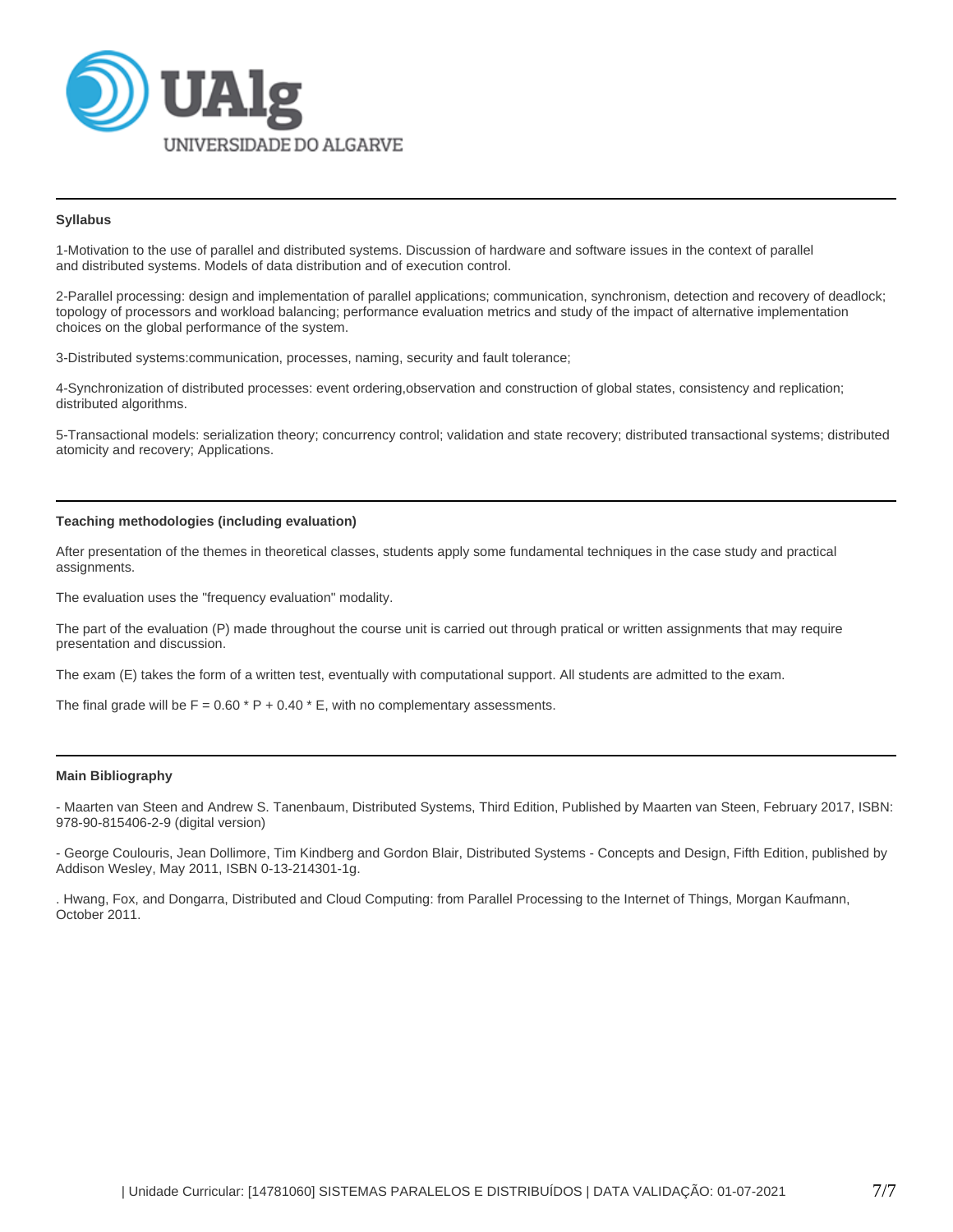## Syllabus

1-Motivation to the use of parallel and distributed systems. Discussion of hardware and software issues in the context of parallel and distributed systems. Models of data distribution and of execution control.

2-Parallel processing: design and implementation of parallel applications; communication, synchronism, detection and recovery of deadlock; topology of processors and workload balancing; performance evaluation metrics and study of the impact of alternative implementation choices on the global performance of the system.

3-Distributed systems:communication, processes, naming, security and fault tolerance;

4-Synchronization of distributed processes: event ordering,observation and construction of global states, consistency and replication; distributed algorithms.

5-Transactional models: serialization theory; concurrency control; validation and state recovery; distributed transactional systems; distributed atomicity and recovery; Applications.

## Teaching methodologies (including evaluation)

After presentation of the themes in theoretical classes, students apply some fundamental techniques in the case study and practical assignments.

The evaluation uses the "frequency evaluation" modality.

The part of the evaluation (P) made throughout the course unit is carried out through pratical or written assignments that may require presentation and discussion.

The exam (E) takes the form of a written test, eventually with computational support. All students are admitted to the exam.

The final grade will be $F = 0.60 * P + 0.40 * E$, with no complementary assessments.

## Main Bibliography

- Maarten van Steen and Andrew S. Tanenbaum, Distributed Systems, Third Edition, Published by Maarten van Steen, February 2017, ISBN: 978-90-815406-2-9 (digital version)

- George Coulouris, Jean Dollimore, Tim Kindberg and Gordon Blair, Distributed Systems - Concepts and Design, Fifth Edition, published by Addison Wesley, May 2011, ISBN 0-13-214301-1g.

. Hwang, Fox, and Dongarra, Distributed and Cloud Computing: from Parallel Processing to the Internet of Things, Morgan Kaufmann, October 2011.